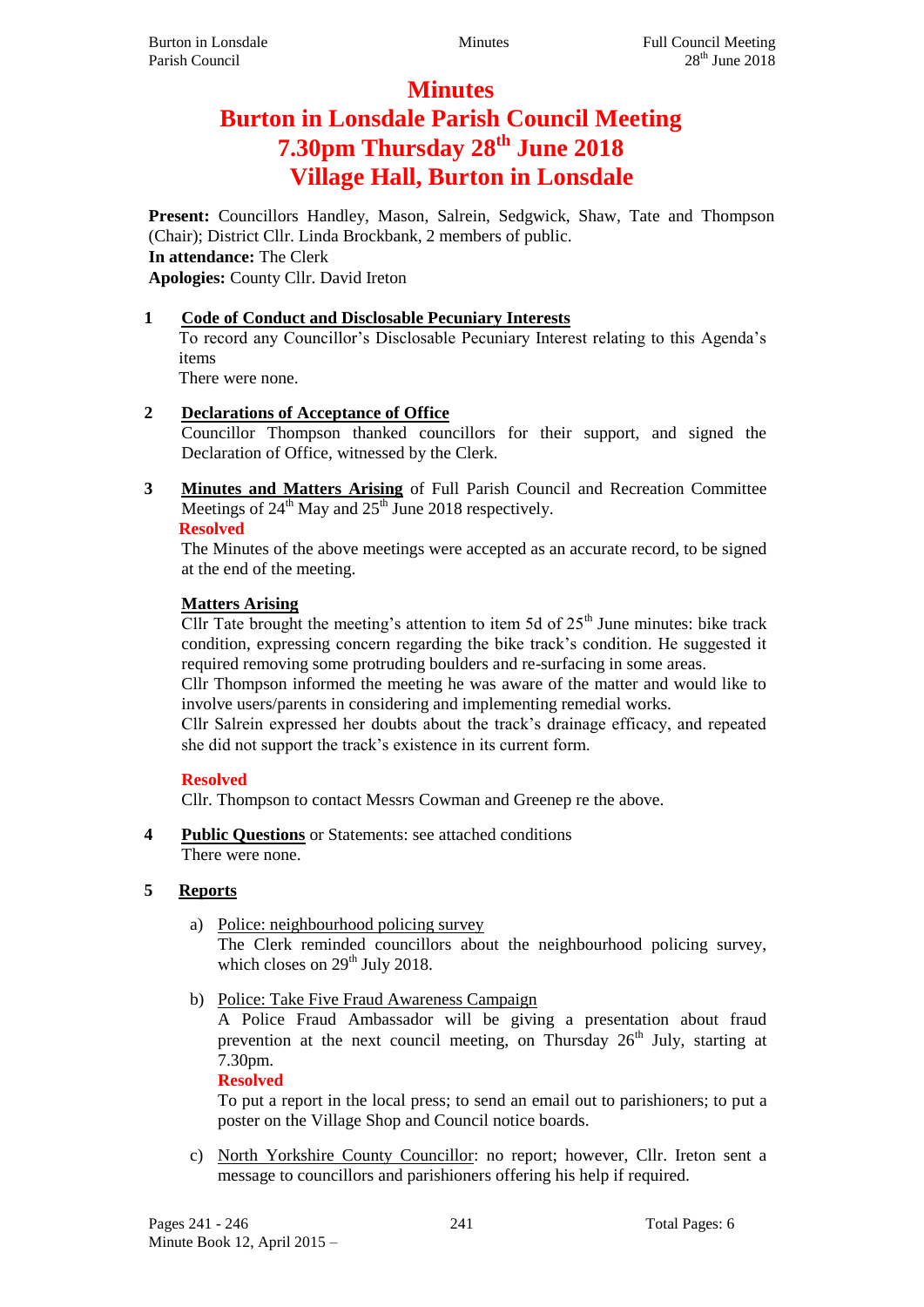# Minutes

# Burton in Lonsdale Parish Council Meeting

# 7.30pm Thursday 28th June 2018

# Village Hall, Burton in Lonsdale

**Present:** Councillors Handley, Mason, Salrein, Sedgwick, Shaw, Tate and Thompson (Chair); District Cllr. Linda Brockbank, 2 members of public.
**In attendance:** The Clerk
**Apologies:** County Cllr. David Ireton

**1 Code of Conduct and Disclosable Pecuniary Interests**

To record any Councillor's Disclosable Pecuniary Interest relating to this Agenda's items

There were none.

**2 Declarations of Acceptance of Office**

Councillor Thompson thanked councillors for their support, and signed the Declaration of Office, witnessed by the Clerk.

**3 Minutes and Matters Arising** of Full Parish Council and Recreation Committee Meetings of 24th May and 25th June 2018 respectively.

**Resolved**

The Minutes of the above meetings were accepted as an accurate record, to be signed at the end of the meeting.

**Matters Arising**

Cllr Tate brought the meeting's attention to item 5d of 25th June minutes: bike track condition, expressing concern regarding the bike track's condition. He suggested it required removing some protruding boulders and re-surfacing in some areas.

Cllr Thompson informed the meeting he was aware of the matter and would like to involve users/parents in considering and implementing remedial works.

Cllr Salrein expressed her doubts about the track's drainage efficacy, and repeated she did not support the track's existence in its current form.

**Resolved**

Cllr. Thompson to contact Messrs Cowman and Greenep re the above.

**4 Public Questions** or Statements: see attached conditions

There were none.

**5 Reports**

a) Police: neighbourhood policing survey

The Clerk reminded councillors about the neighbourhood policing survey, which closes on 29th July 2018.

b) Police: Take Five Fraud Awareness Campaign

A Police Fraud Ambassador will be giving a presentation about fraud prevention at the next council meeting, on Thursday 26th July, starting at 7.30pm.

**Resolved**

To put a report in the local press; to send an email out to parishioners; to put a poster on the Village Shop and Council notice boards.

c) North Yorkshire County Councillor: no report; however, Cllr. Ireton sent a message to councillors and parishioners offering his help if required.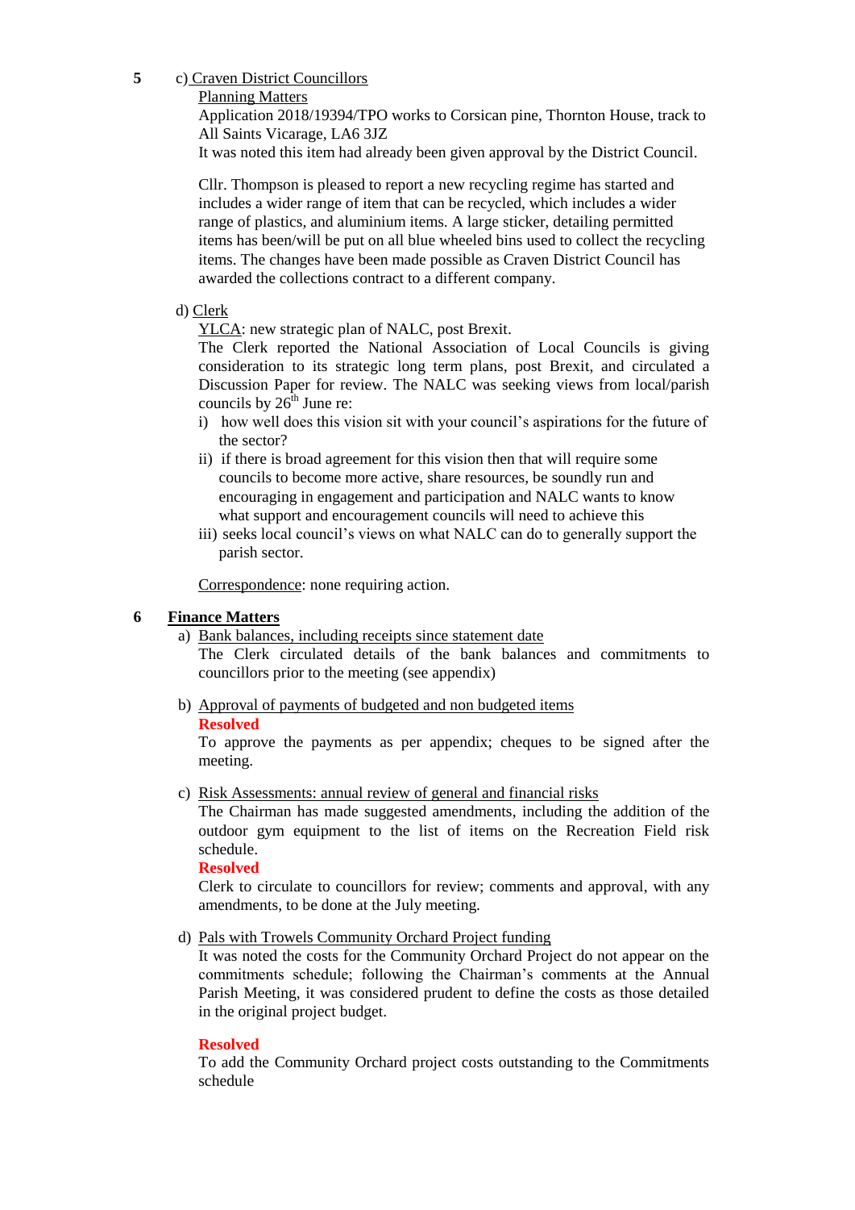**5** c) Craven District Councillors

Planning Matters

Application 2018/19394/TPO works to Corsican pine, Thornton House, track to All Saints Vicarage, LA6 3JZ

It was noted this item had already been given approval by the District Council.

Cllr. Thompson is pleased to report a new recycling regime has started and includes a wider range of item that can be recycled, which includes a wider range of plastics, and aluminium items. A large sticker, detailing permitted items has been/will be put on all blue wheeled bins used to collect the recycling items. The changes have been made possible as Craven District Council has awarded the collections contract to a different company.

d) Clerk

YLCA: new strategic plan of NALC, post Brexit.

The Clerk reported the National Association of Local Councils is giving consideration to its strategic long term plans, post Brexit, and circulated a Discussion Paper for review. The NALC was seeking views from local/parish councils by 26th June re:

i) how well does this vision sit with your council's aspirations for the future of the sector?
ii) if there is broad agreement for this vision then that will require some councils to become more active, share resources, be soundly run and encouraging in engagement and participation and NALC wants to know what support and encouragement councils will need to achieve this
iii) seeks local council's views on what NALC can do to generally support the parish sector.

Correspondence: none requiring action.

## 6 Finance Matters

a) Bank balances, including receipts since statement date

The Clerk circulated details of the bank balances and commitments to councillors prior to the meeting (see appendix)

b) Approval of payments of budgeted and non budgeted items

**Resolved**

To approve the payments as per appendix; cheques to be signed after the meeting.

c) Risk Assessments: annual review of general and financial risks

The Chairman has made suggested amendments, including the addition of the outdoor gym equipment to the list of items on the Recreation Field risk schedule.

**Resolved**

Clerk to circulate to councillors for review; comments and approval, with any amendments, to be done at the July meeting.

d) Pals with Trowels Community Orchard Project funding

It was noted the costs for the Community Orchard Project do not appear on the commitments schedule; following the Chairman's comments at the Annual Parish Meeting, it was considered prudent to define the costs as those detailed in the original project budget.

**Resolved**

To add the Community Orchard project costs outstanding to the Commitments schedule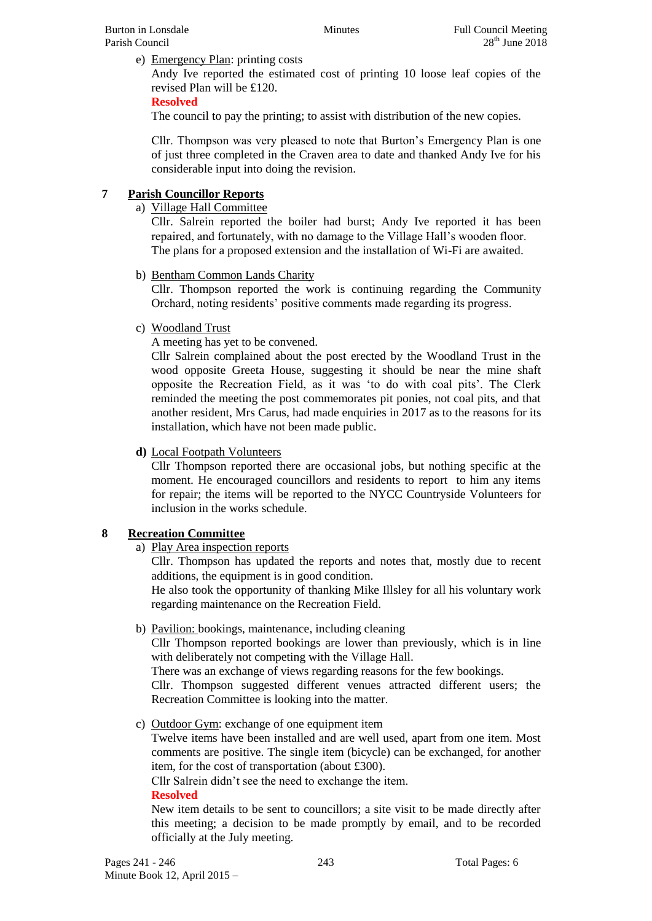e) Emergency Plan: printing costs

Andy Ive reported the estimated cost of printing 10 loose leaf copies of the revised Plan will be £120.

**Resolved**

The council to pay the printing; to assist with distribution of the new copies.

Cllr. Thompson was very pleased to note that Burton's Emergency Plan is one of just three completed in the Craven area to date and thanked Andy Ive for his considerable input into doing the revision.

## 7 Parish Councillor Reports

a) Village Hall Committee

Cllr. Salrein reported the boiler had burst; Andy Ive reported it has been repaired, and fortunately, with no damage to the Village Hall's wooden floor. The plans for a proposed extension and the installation of Wi-Fi are awaited.

b) Bentham Common Lands Charity

Cllr. Thompson reported the work is continuing regarding the Community Orchard, noting residents' positive comments made regarding its progress.

c) Woodland Trust

A meeting has yet to be convened.

Cllr Salrein complained about the post erected by the Woodland Trust in the wood opposite Greeta House, suggesting it should be near the mine shaft opposite the Recreation Field, as it was 'to do with coal pits'. The Clerk reminded the meeting the post commemorates pit ponies, not coal pits, and that another resident, Mrs Carus, had made enquiries in 2017 as to the reasons for its installation, which have not been made public.

**d)** Local Footpath Volunteers

Cllr Thompson reported there are occasional jobs, but nothing specific at the moment. He encouraged councillors and residents to report to him any items for repair; the items will be reported to the NYCC Countryside Volunteers for inclusion in the works schedule.

## 8 Recreation Committee

a) Play Area inspection reports

Cllr. Thompson has updated the reports and notes that, mostly due to recent additions, the equipment is in good condition.

He also took the opportunity of thanking Mike Illsley for all his voluntary work regarding maintenance on the Recreation Field.

b) Pavilion: bookings, maintenance, including cleaning

Cllr Thompson reported bookings are lower than previously, which is in line with deliberately not competing with the Village Hall.

There was an exchange of views regarding reasons for the few bookings.

Cllr. Thompson suggested different venues attracted different users; the Recreation Committee is looking into the matter.

c) Outdoor Gym: exchange of one equipment item

Twelve items have been installed and are well used, apart from one item. Most comments are positive. The single item (bicycle) can be exchanged, for another item, for the cost of transportation (about £300).

Cllr Salrein didn't see the need to exchange the item.

**Resolved**

New item details to be sent to councillors; a site visit to be made directly after this meeting; a decision to be made promptly by email, and to be recorded officially at the July meeting.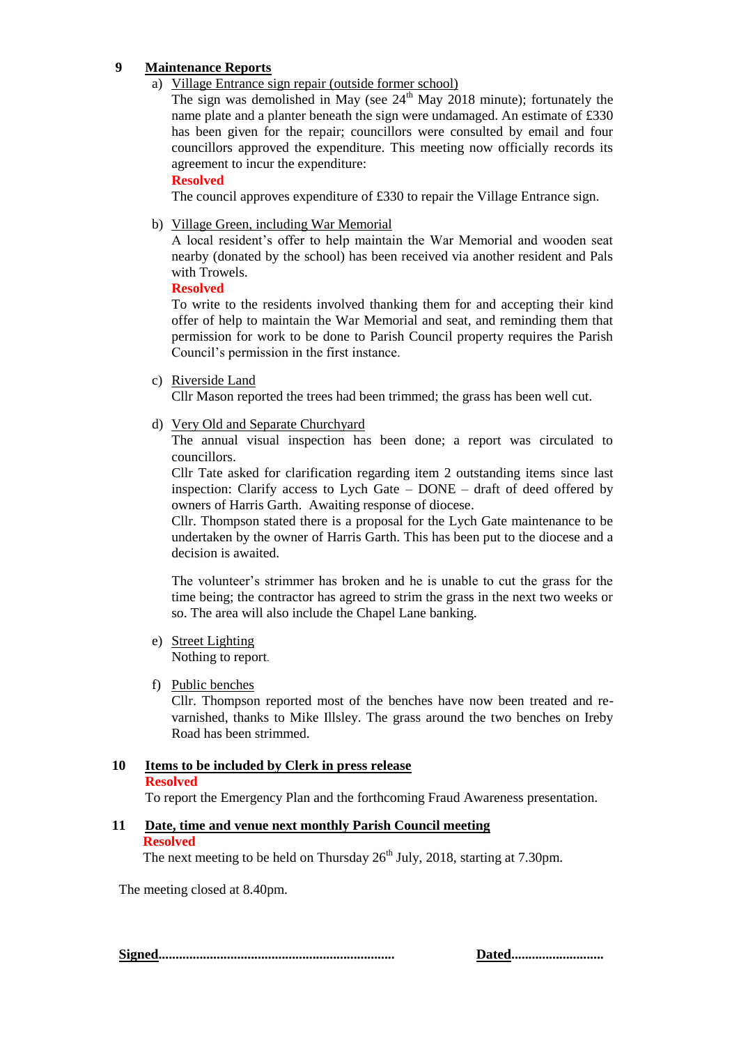**9 Maintenance Reports**

a) Village Entrance sign repair (outside former school)

The sign was demolished in May (see 24th May 2018 minute); fortunately the name plate and a planter beneath the sign were undamaged. An estimate of £330 has been given for the repair; councillors were consulted by email and four councillors approved the expenditure. This meeting now officially records its agreement to incur the expenditure:

**Resolved**

The council approves expenditure of £330 to repair the Village Entrance sign.

b) Village Green, including War Memorial

A local resident's offer to help maintain the War Memorial and wooden seat nearby (donated by the school) has been received via another resident and Pals with Trowels.

**Resolved**

To write to the residents involved thanking them for and accepting their kind offer of help to maintain the War Memorial and seat, and reminding them that permission for work to be done to Parish Council property requires the Parish Council's permission in the first instance.

c) Riverside Land

Cllr Mason reported the trees had been trimmed; the grass has been well cut.

d) Very Old and Separate Churchyard

The annual visual inspection has been done; a report was circulated to councillors.

Cllr Tate asked for clarification regarding item 2 outstanding items since last inspection: Clarify access to Lych Gate – DONE – draft of deed offered by owners of Harris Garth. Awaiting response of diocese.

Cllr. Thompson stated there is a proposal for the Lych Gate maintenance to be undertaken by the owner of Harris Garth. This has been put to the diocese and a decision is awaited.

The volunteer's strimmer has broken and he is unable to cut the grass for the time being; the contractor has agreed to strim the grass in the next two weeks or so. The area will also include the Chapel Lane banking.

e) Street Lighting

Nothing to report.

f) Public benches

Cllr. Thompson reported most of the benches have now been treated and re-varnished, thanks to Mike Illsley. The grass around the two benches on Ireby Road has been strimmed.

**10 Items to be included by Clerk in press release**

**Resolved**

To report the Emergency Plan and the forthcoming Fraud Awareness presentation.

**11 Date, time and venue next monthly Parish Council meeting**

**Resolved**

The next meeting to be held on Thursday 26th July, 2018, starting at 7.30pm.

The meeting closed at 8.40pm.

**Signed**.................................................................... **Dated**...........................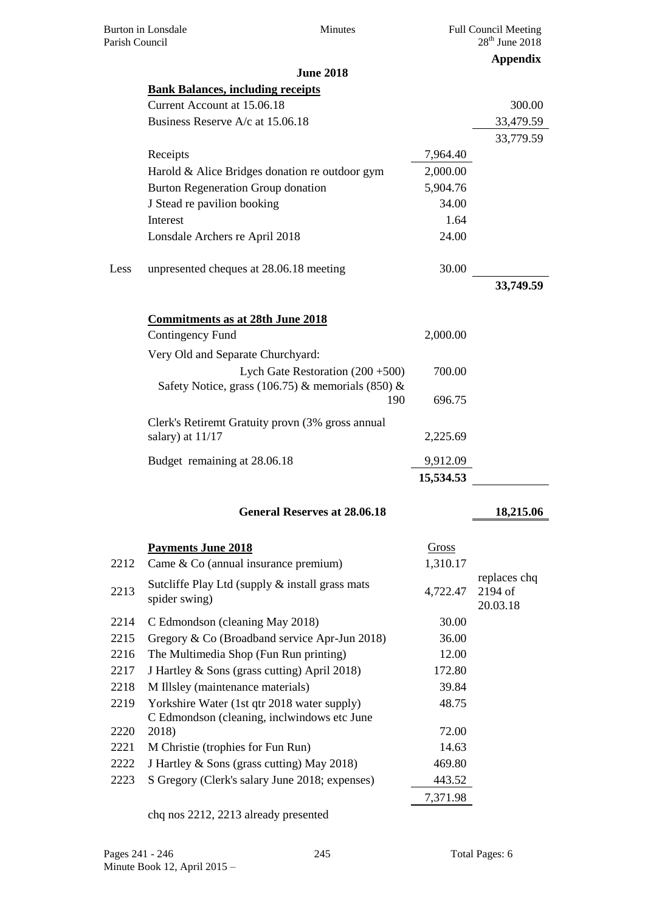**Appendix**

## June 2018

| | | | |
|---|---|---|---|
| | **Bank Balances, including receipts** | | |
| | Current Account at 15.06.18 | | 300.00 |
| | Business Reserve A/c at 15.06.18 | | 33,479.59 |
| | | | 33,779.59 |
| | Receipts | 7,964.40 | |
| | Harold & Alice Bridges donation re outdoor gym | 2,000.00 | |
| | Burton Regeneration Group donation | 5,904.76 | |
| | J Stead re pavilion booking | 34.00 | |
| | Interest | 1.64 | |
| | Lonsdale Archers re April 2018 | 24.00 | |
| Less | unpresented cheques at 28.06.18 meeting | 30.00 | |
| | | | **33,749.59** |
| | **Commitments as at 28th June 2018** | | |
| | Contingency Fund | 2,000.00 | |
| | Very Old and Separate Churchyard: | | |
| | Lych Gate Restoration (200 +500) | 700.00 | |
| | Safety Notice, grass (106.75) & memorials (850) & 190 | 696.75 | |
| | Clerk's Retiremt Gratuity provn (3% gross annual salary) at 11/17 | 2,225.69 | |
| | Budget remaining at 28.06.18 | 9,912.09 | |
| | | 15,534.53 | |
| | **General Reserves at 28.06.18** | | **18,215.06** |

| | **Payments June 2018** | Gross | |
|---|---|---|---|
| 2212 | Came & Co (annual insurance premium) | 1,310.17 | |
| 2213 | Sutcliffe Play Ltd (supply & install grass mats spider swing) | 4,722.47 | replaces chq 2194 of 20.03.18 |
| 2214 | C Edmondson (cleaning May 2018) | 30.00 | |
| 2215 | Gregory & Co (Broadband service Apr-Jun 2018) | 36.00 | |
| 2216 | The Multimedia Shop (Fun Run printing) | 12.00 | |
| 2217 | J Hartley & Sons (grass cutting) April 2018) | 172.80 | |
| 2218 | M Illsley (maintenance materials) | 39.84 | |
| 2219 | Yorkshire Water (1st qtr 2018 water supply) | 48.75 | |
| 2220 | C Edmondson (cleaning, inclwindows etc June 2018) | 72.00 | |
| 2221 | M Christie (trophies for Fun Run) | 14.63 | |
| 2222 | J Hartley & Sons (grass cutting) May 2018) | 469.80 | |
| 2223 | S Gregory (Clerk's salary June 2018; expenses) | 443.52 | |
| | | 7,371.98 | |

chq nos 2212, 2213 already presented